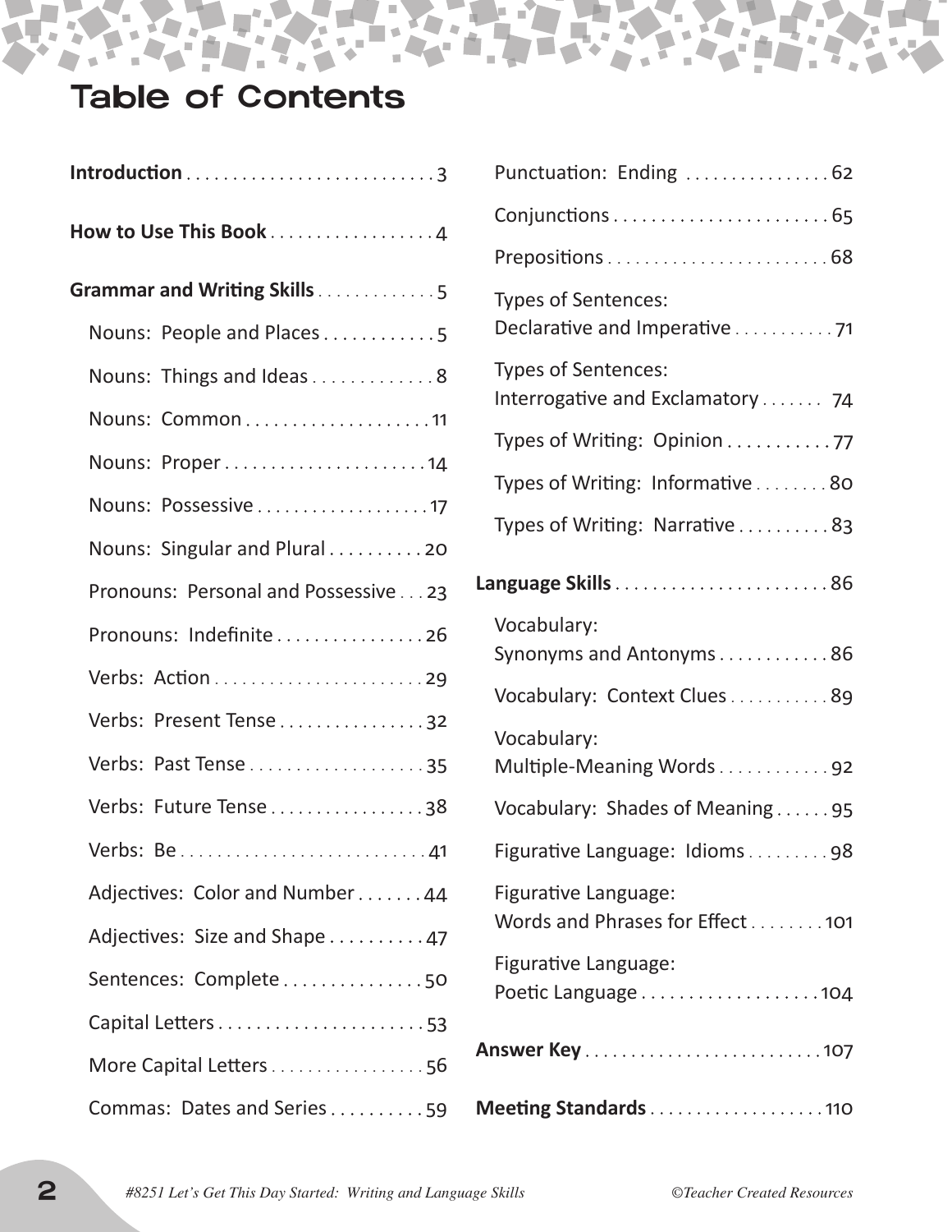# Table of Contents

**Introduction** . . . . . . . . . . . . . . . . . . . . . . . . . . . 3

**How to Use This Book** . . . . . . . . . . . . . . . . . . 4

**Grammar and Writing Skills** . . . . . . . . . . . . . 5

- Nouns: People and Places . . . . . . . . . . . . 5
- Nouns: Things and Ideas . . . . . . . . . . . . . 8
- Nouns: Common . . . . . . . . . . . . . . . . . . . . 11
- Nouns: Proper . . . . . . . . . . . . . . . . . . . . . . 14
- Nouns: Possessive . . . . . . . . . . . . . . . . . . . 17
- Nouns: Singular and Plural . . . . . . . . . . 20
- Pronouns: Personal and Possessive . . . 23
- Pronouns: Indefinite . . . . . . . . . . . . . . . . 26
- Verbs: Action . . . . . . . . . . . . . . . . . . . . . . . 29
- Verbs: Present Tense . . . . . . . . . . . . . . . . 32
- Verbs: Past Tense . . . . . . . . . . . . . . . . . . . 35
- Verbs: Future Tense . . . . . . . . . . . . . . . . . 38
- Verbs: Be . . . . . . . . . . . . . . . . . . . . . . . . . . . 41
- Adjectives: Color and Number . . . . . . . 44
- Adjectives: Size and Shape . . . . . . . . . . 47
- Sentences: Complete . . . . . . . . . . . . . . . 50
- Capital Letters . . . . . . . . . . . . . . . . . . . . . . 53
- More Capital Letters . . . . . . . . . . . . . . . . 56
- Commas: Dates and Series . . . . . . . . . . 59
- Punctuation: Ending . . . . . . . . . . . . . . . . 62
- Conjunctions . . . . . . . . . . . . . . . . . . . . . . . 65
- Prepositions . . . . . . . . . . . . . . . . . . . . . . . . 68
- Types of Sentences: Declarative and Imperative . . . . . . . . . . . 71
- Types of Sentences: Interrogative and Exclamatory . . . . . . . 74
- Types of Writing: Opinion . . . . . . . . . . . 77
- Types of Writing: Informative . . . . . . . . 80
- Types of Writing: Narrative . . . . . . . . . . 83

**Language Skills** . . . . . . . . . . . . . . . . . . . . . . . 86

- Vocabulary: Synonyms and Antonyms . . . . . . . . . . . . 86
- Vocabulary: Context Clues . . . . . . . . . . . 89
- Vocabulary: Multiple-Meaning Words . . . . . . . . . . . . 92
- Vocabulary: Shades of Meaning . . . . . . 95
- Figurative Language: Idioms . . . . . . . . . 98
- Figurative Language: Words and Phrases for Effect . . . . . . . . 101
- Figurative Language: Poetic Language . . . . . . . . . . . . . . . . . . . 104

**Answer Key** . . . . . . . . . . . . . . . . . . . . . . . . . . 107

**Meeting Standards** . . . . . . . . . . . . . . . . . . . 110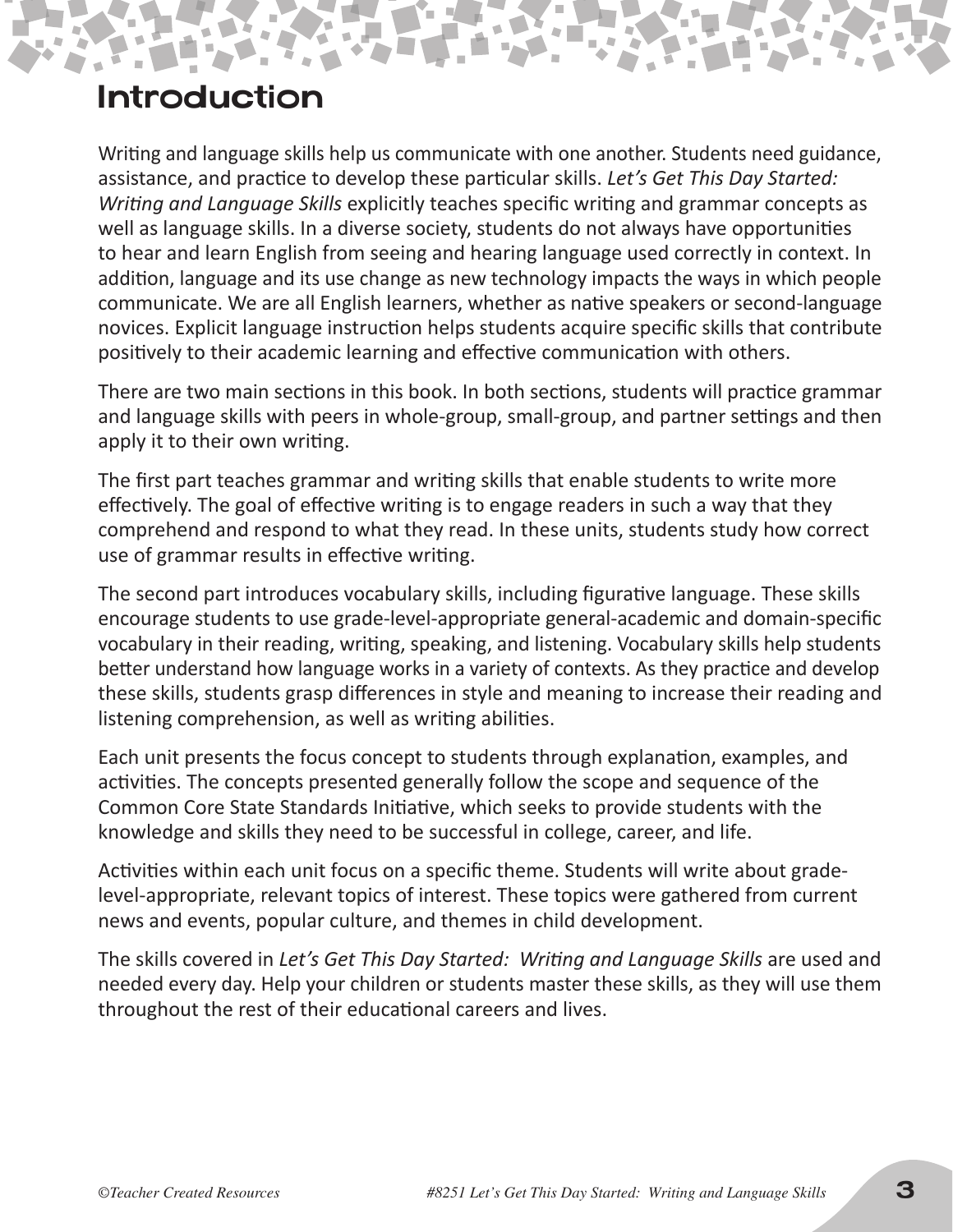# Introduction

Writing and language skills help us communicate with one another. Students need guidance, assistance, and practice to develop these particular skills. *Let's Get This Day Started: Writing and Language Skills* explicitly teaches specific writing and grammar concepts as well as language skills. In a diverse society, students do not always have opportunities to hear and learn English from seeing and hearing language used correctly in context. In addition, language and its use change as new technology impacts the ways in which people communicate. We are all English learners, whether as native speakers or second-language novices. Explicit language instruction helps students acquire specific skills that contribute positively to their academic learning and effective communication with others.

There are two main sections in this book. In both sections, students will practice grammar and language skills with peers in whole-group, small-group, and partner settings and then apply it to their own writing.

The first part teaches grammar and writing skills that enable students to write more effectively. The goal of effective writing is to engage readers in such a way that they comprehend and respond to what they read. In these units, students study how correct use of grammar results in effective writing.

The second part introduces vocabulary skills, including figurative language. These skills encourage students to use grade-level-appropriate general-academic and domain-specific vocabulary in their reading, writing, speaking, and listening. Vocabulary skills help students better understand how language works in a variety of contexts. As they practice and develop these skills, students grasp differences in style and meaning to increase their reading and listening comprehension, as well as writing abilities.

Each unit presents the focus concept to students through explanation, examples, and activities. The concepts presented generally follow the scope and sequence of the Common Core State Standards Initiative, which seeks to provide students with the knowledge and skills they need to be successful in college, career, and life.

Activities within each unit focus on a specific theme. Students will write about grade-level-appropriate, relevant topics of interest. These topics were gathered from current news and events, popular culture, and themes in child development.

The skills covered in *Let's Get This Day Started: Writing and Language Skills* are used and needed every day. Help your children or students master these skills, as they will use them throughout the rest of their educational careers and lives.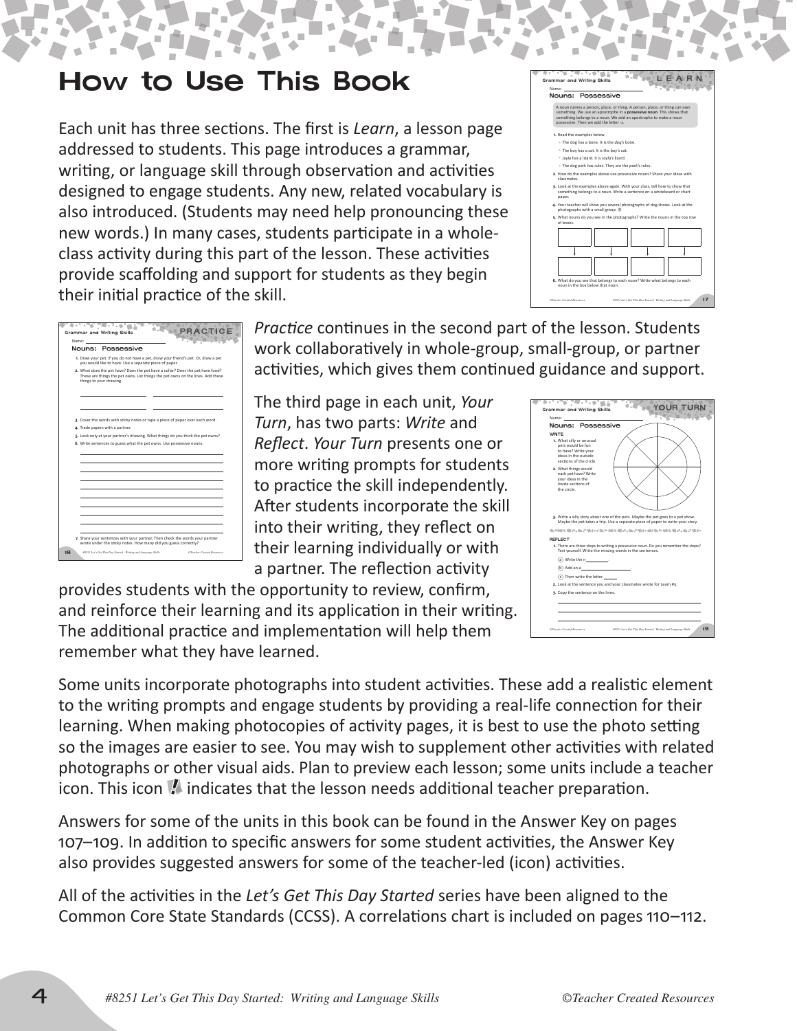# How to Use This Book

Each unit has three sections. The first is *Learn*, a lesson page addressed to students. This page introduces a grammar, writing, or language skill through observation and activities designed to engage students. Any new, related vocabulary is also introduced. (Students may need help pronouncing these new words.) In many cases, students participate in a whole-class activity during this part of the lesson. These activities provide scaffolding and support for students as they begin their initial practice of the skill.

*Practice* continues in the second part of the lesson. Students work collaboratively in whole-group, small-group, or partner activities, which gives them continued guidance and support.

The third page in each unit, *Your Turn*, has two parts: *Write* and *Reflect*. *Your Turn* presents one or more writing prompts for students to practice the skill independently. After students incorporate the skill into their writing, they reflect on their learning individually or with a partner. The reflection activity provides students with the opportunity to review, confirm, and reinforce their learning and its application in their writing. The additional practice and implementation will help them remember what they have learned.

Some units incorporate photographs into student activities. These add a realistic element to the writing prompts and engage students by providing a real-life connection for their learning. When making photocopies of activity pages, it is best to use the photo setting so the images are easier to see. You may wish to supplement other activities with related photographs or other visual aids. Plan to preview each lesson; some units include a teacher icon. This icon indicates that the lesson needs additional teacher preparation.

Answers for some of the units in this book can be found in the Answer Key on pages 107–109. In addition to specific answers for some student activities, the Answer Key also provides suggested answers for some of the teacher-led (icon) activities.

All of the activities in the *Let's Get This Day Started* series have been aligned to the Common Core State Standards (CCSS). A correlations chart is included on pages 110–112.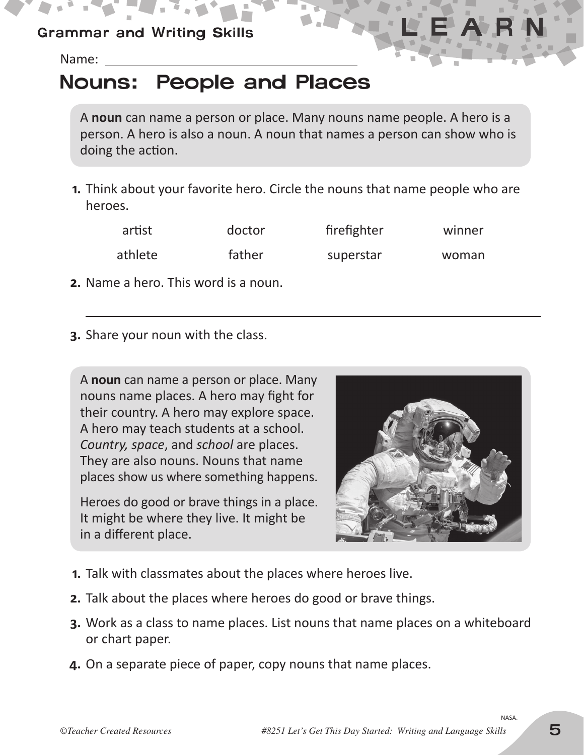Name: ______________________________

# Nouns: People and Places

A **noun** can name a person or place. Many nouns name people. A hero is a person. A hero is also a noun. A noun that names a person can show who is doing the action.

1. Think about your favorite hero. Circle the nouns that name people who are heroes.

| artist | doctor | firefighter | winner |
|---|---|---|---|
| athlete | father | superstar | woman |

2. Name a hero. This word is a noun.

______________________________________________

3. Share your noun with the class.

A **noun** can name a person or place. Many nouns name places. A hero may fight for their country. A hero may explore space. A hero may teach students at a school. *Country, space*, and *school* are places. They are also nouns. Nouns that name places show us where something happens.

Heroes do good or brave things in a place. It might be where they live. It might be in a different place.

NASA.

1. Talk with classmates about the places where heroes live.
2. Talk about the places where heroes do good or brave things.
3. Work as a class to name places. List nouns that name places on a whiteboard or chart paper.
4. On a separate piece of paper, copy nouns that name places.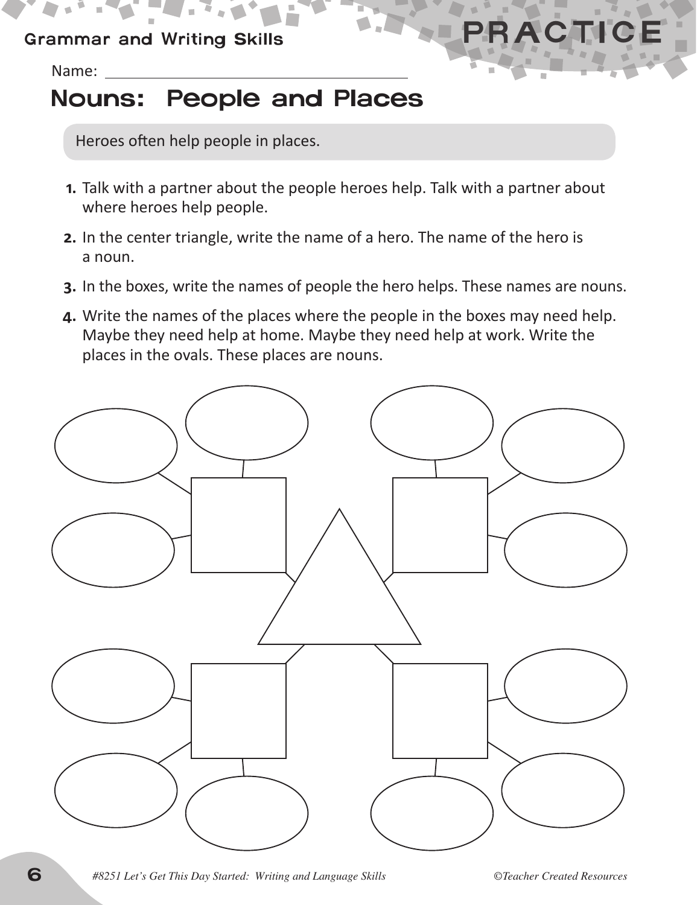PRACTICE

Name: ____________________________________

# Nouns: People and Places

Heroes often help people in places.

1. Talk with a partner about the people heroes help. Talk with a partner about where heroes help people.
2. In the center triangle, write the name of a hero. The name of the hero is a noun.
3. In the boxes, write the names of people the hero helps. These names are nouns.
4. Write the names of the places where the people in the boxes may need help. Maybe they need help at home. Maybe they need help at work. Write the places in the ovals. These places are nouns.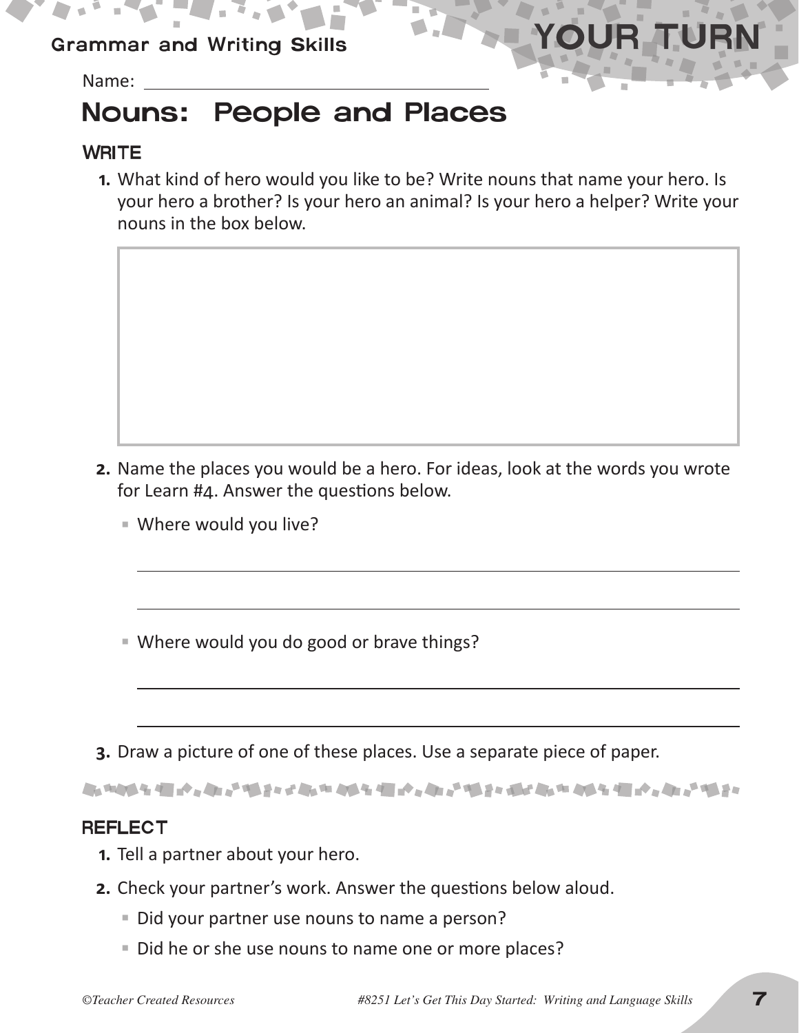YOUR TURN

Name: ______________________________

# Nouns: People and Places

## WRITE

1. What kind of hero would you like to be? Write nouns that name your hero. Is your hero a brother? Is your hero an animal? Is your hero a helper? Write your nouns in the box below.

2. Name the places you would be a hero. For ideas, look at the words you wrote for Learn #4. Answer the questions below.
   - Where would you live?

     ______________________________________________

     ______________________________________________

   - Where would you do good or brave things?

     ______________________________________________

     ______________________________________________

3. Draw a picture of one of these places. Use a separate piece of paper.

## REFLECT

1. Tell a partner about your hero.
2. Check your partner's work. Answer the questions below aloud.
   - Did your partner use nouns to name a person?
   - Did he or she use nouns to name one or more places?